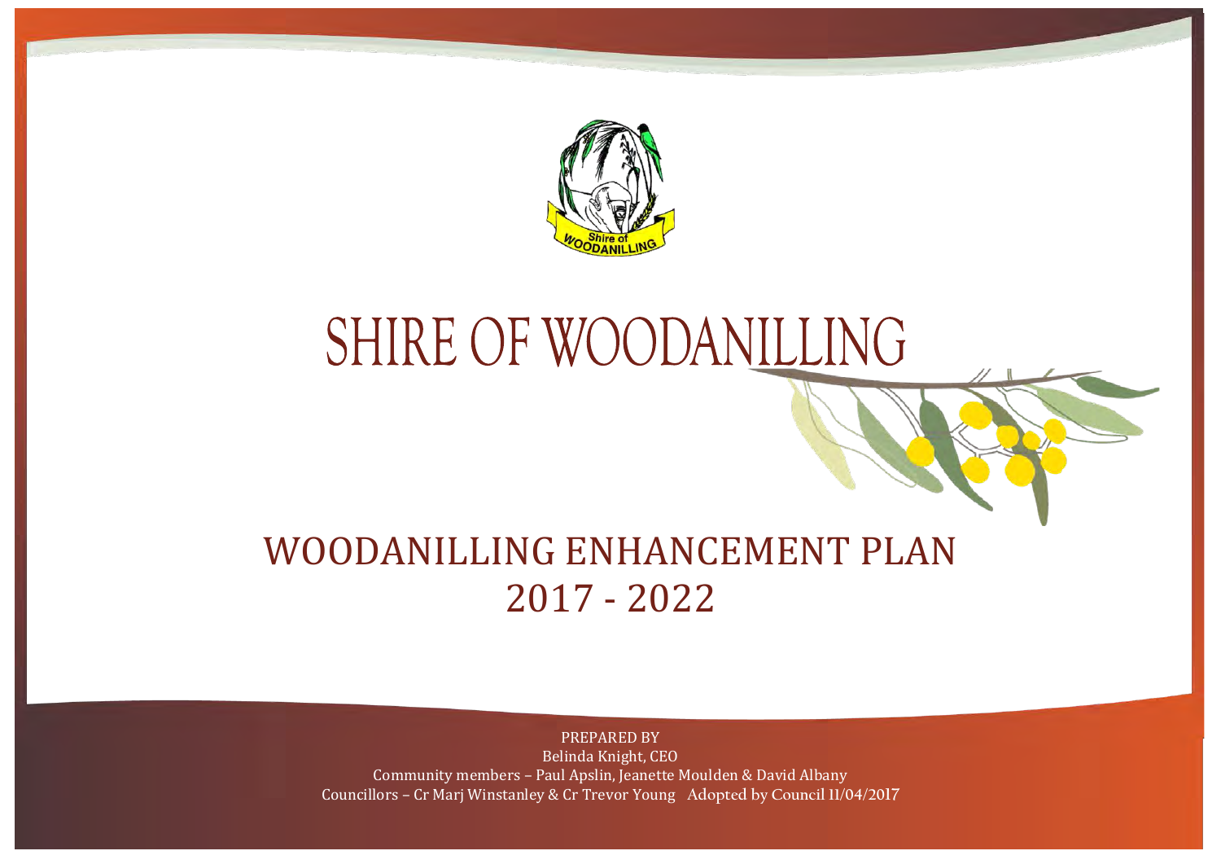# SHIRE OF WOODANILLING

## WOODANILLING ENHANCEMENT PLAN 2017 - 2022

PREPARED BY
Belinda Knight, CEO
Community members – Paul Apslin, Jeanette Moulden & David Albany
Councillors – Cr Marj Winstanley & Cr Trevor Young Adopted by Council 11/04/2017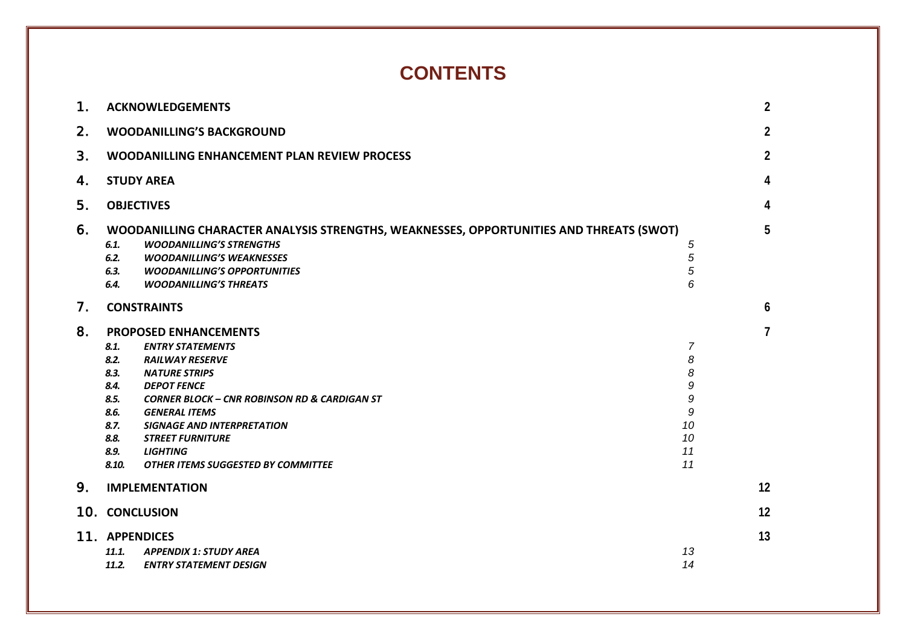# CONTENTS

| | | | |
|---|---|---|---|
| **1.** | **ACKNOWLEDGEMENTS** | | **2** |
| **2.** | **WOODANILLING'S BACKGROUND** | | **2** |
| **3.** | **WOODANILLING ENHANCEMENT PLAN REVIEW PROCESS** | | **2** |
| **4.** | **STUDY AREA** | | **4** |
| **5.** | **OBJECTIVES** | | **4** |
| **6.** | **WOODANILLING CHARACTER ANALYSIS STRENGTHS, WEAKNESSES, OPPORTUNITIES AND THREATS (SWOT)** | | **5** |
| | ***6.1. WOODANILLING'S STRENGTHS*** | *5* | |
| | ***6.2. WOODANILLING'S WEAKNESSES*** | *5* | |
| | ***6.3. WOODANILLING'S OPPORTUNITIES*** | *5* | |
| | ***6.4. WOODANILLING'S THREATS*** | *6* | |
| **7.** | **CONSTRAINTS** | | **6** |
| **8.** | **PROPOSED ENHANCEMENTS** | | **7** |
| | ***8.1. ENTRY STATEMENTS*** | *7* | |
| | ***8.2. RAILWAY RESERVE*** | *8* | |
| | ***8.3. NATURE STRIPS*** | *8* | |
| | ***8.4. DEPOT FENCE*** | *9* | |
| | ***8.5. CORNER BLOCK – CNR ROBINSON RD & CARDIGAN ST*** | *9* | |
| | ***8.6. GENERAL ITEMS*** | *9* | |
| | ***8.7. SIGNAGE AND INTERPRETATION*** | *10* | |
| | ***8.8. STREET FURNITURE*** | *10* | |
| | ***8.9. LIGHTING*** | *11* | |
| | ***8.10. OTHER ITEMS SUGGESTED BY COMMITTEE*** | *11* | |
| **9.** | **IMPLEMENTATION** | | **12** |
| **10.** | **CONCLUSION** | | **12** |
| **11.** | **APPENDICES** | | **13** |
| | ***11.1. APPENDIX 1: STUDY AREA*** | *13* | |
| | ***11.2. ENTRY STATEMENT DESIGN*** | *14* | |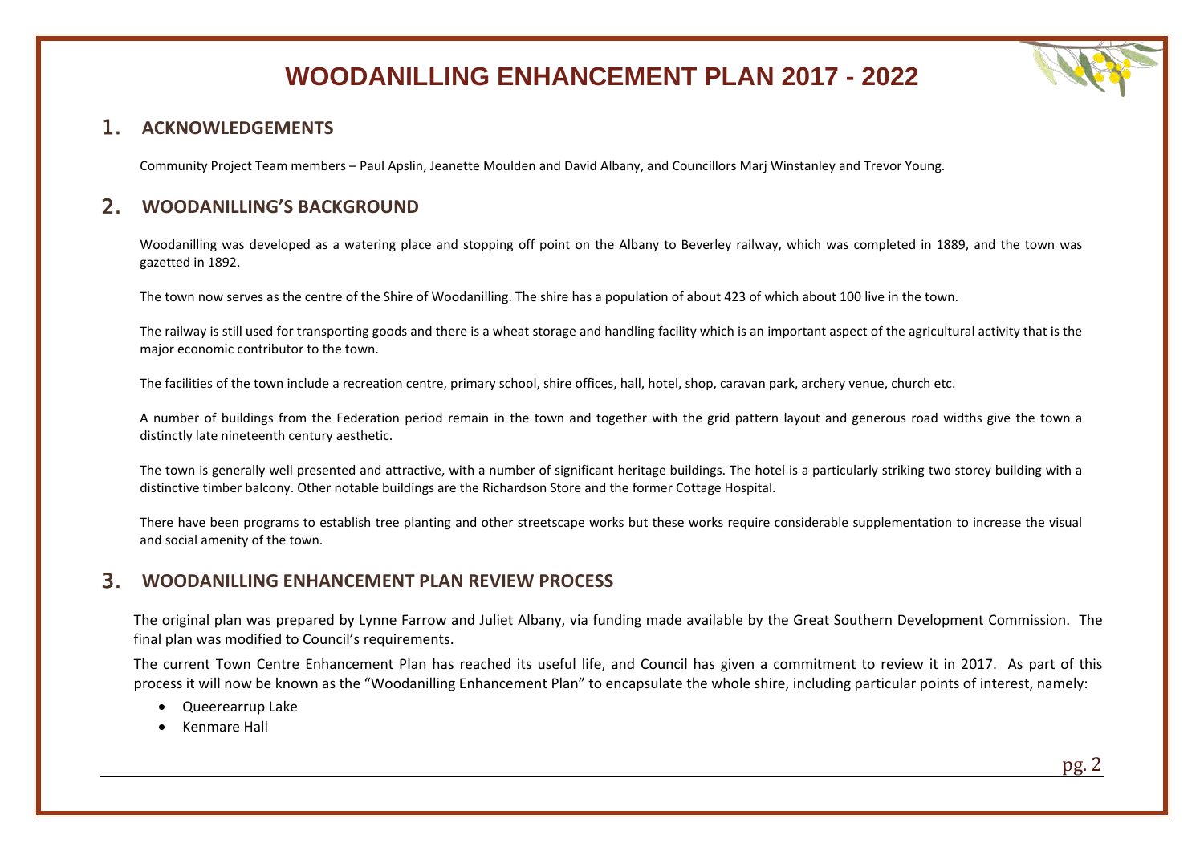# WOODANILLING ENHANCEMENT PLAN 2017 - 2022

## 1. ACKNOWLEDGEMENTS

Community Project Team members – Paul Apslin, Jeanette Moulden and David Albany, and Councillors Marj Winstanley and Trevor Young.

## 2. WOODANILLING'S BACKGROUND

Woodanilling was developed as a watering place and stopping off point on the Albany to Beverley railway, which was completed in 1889, and the town was gazetted in 1892.

The town now serves as the centre of the Shire of Woodanilling. The shire has a population of about 423 of which about 100 live in the town.

The railway is still used for transporting goods and there is a wheat storage and handling facility which is an important aspect of the agricultural activity that is the major economic contributor to the town.

The facilities of the town include a recreation centre, primary school, shire offices, hall, hotel, shop, caravan park, archery venue, church etc.

A number of buildings from the Federation period remain in the town and together with the grid pattern layout and generous road widths give the town a distinctly late nineteenth century aesthetic.

The town is generally well presented and attractive, with a number of significant heritage buildings. The hotel is a particularly striking two storey building with a distinctive timber balcony. Other notable buildings are the Richardson Store and the former Cottage Hospital.

There have been programs to establish tree planting and other streetscape works but these works require considerable supplementation to increase the visual and social amenity of the town.

## 3. WOODANILLING ENHANCEMENT PLAN REVIEW PROCESS

The original plan was prepared by Lynne Farrow and Juliet Albany, via funding made available by the Great Southern Development Commission. The final plan was modified to Council's requirements.

The current Town Centre Enhancement Plan has reached its useful life, and Council has given a commitment to review it in 2017. As part of this process it will now be known as the "Woodanilling Enhancement Plan" to encapsulate the whole shire, including particular points of interest, namely:

- Queerearrup Lake
- Kenmare Hall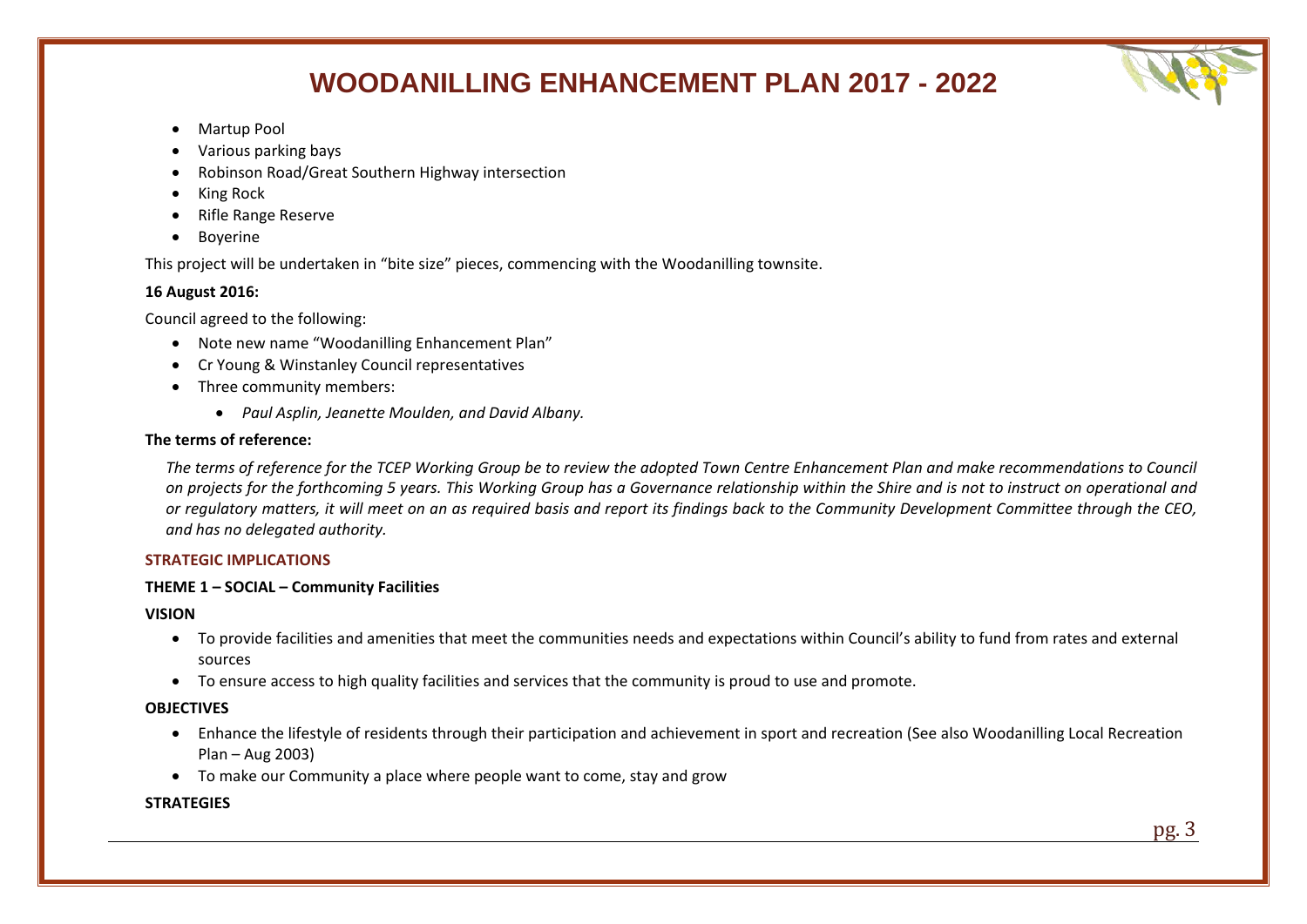- Martup Pool
- Various parking bays
- Robinson Road/Great Southern Highway intersection
- King Rock
- Rifle Range Reserve
- Boyerine

This project will be undertaken in "bite size" pieces, commencing with the Woodanilling townsite.

**16 August 2016:**

Council agreed to the following:

- Note new name "Woodanilling Enhancement Plan"
- Cr Young & Winstanley Council representatives
- Three community members:
  - *Paul Asplin, Jeanette Moulden, and David Albany.*

**The terms of reference:**

*The terms of reference for the TCEP Working Group be to review the adopted Town Centre Enhancement Plan and make recommendations to Council on projects for the forthcoming 5 years. This Working Group has a Governance relationship within the Shire and is not to instruct on operational and or regulatory matters, it will meet on an as required basis and report its findings back to the Community Development Committee through the CEO, and has no delegated authority.*

**STRATEGIC IMPLICATIONS**

**THEME 1 – SOCIAL – Community Facilities**

**VISION**

- To provide facilities and amenities that meet the communities needs and expectations within Council's ability to fund from rates and external sources
- To ensure access to high quality facilities and services that the community is proud to use and promote.

**OBJECTIVES**

- Enhance the lifestyle of residents through their participation and achievement in sport and recreation (See also Woodanilling Local Recreation Plan – Aug 2003)
- To make our Community a place where people want to come, stay and grow

**STRATEGIES**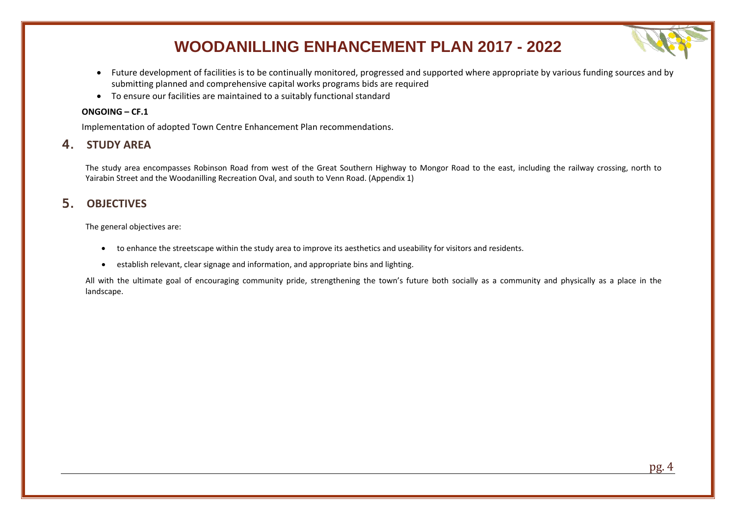- Future development of facilities is to be continually monitored, progressed and supported where appropriate by various funding sources and by submitting planned and comprehensive capital works programs bids are required
- To ensure our facilities are maintained to a suitably functional standard

**ONGOING – CF.1**

Implementation of adopted Town Centre Enhancement Plan recommendations.

## 4. STUDY AREA

The study area encompasses Robinson Road from west of the Great Southern Highway to Mongor Road to the east, including the railway crossing, north to Yairabin Street and the Woodanilling Recreation Oval, and south to Venn Road. (Appendix 1)

## 5. OBJECTIVES

The general objectives are:

- to enhance the streetscape within the study area to improve its aesthetics and useability for visitors and residents.
- establish relevant, clear signage and information, and appropriate bins and lighting.

All with the ultimate goal of encouraging community pride, strengthening the town's future both socially as a community and physically as a place in the landscape.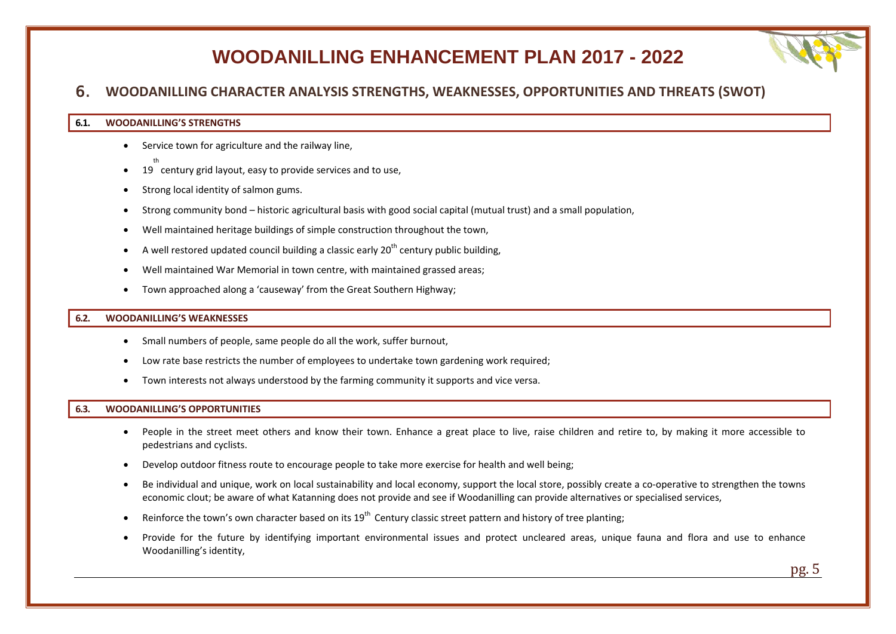# 6. WOODANILLING CHARACTER ANALYSIS STRENGTHS, WEAKNESSES, OPPORTUNITIES AND THREATS (SWOT)

## 6.1. WOODANILLING'S STRENGTHS

- Service town for agriculture and the railway line,
- 19th century grid layout, easy to provide services and to use,
- Strong local identity of salmon gums.
- Strong community bond – historic agricultural basis with good social capital (mutual trust) and a small population,
- Well maintained heritage buildings of simple construction throughout the town,
- A well restored updated council building a classic early 20th century public building,
- Well maintained War Memorial in town centre, with maintained grassed areas;
- Town approached along a 'causeway' from the Great Southern Highway;

## 6.2. WOODANILLING'S WEAKNESSES

- Small numbers of people, same people do all the work, suffer burnout,
- Low rate base restricts the number of employees to undertake town gardening work required;
- Town interests not always understood by the farming community it supports and vice versa.

## 6.3. WOODANILLING'S OPPORTUNITIES

- People in the street meet others and know their town. Enhance a great place to live, raise children and retire to, by making it more accessible to pedestrians and cyclists.
- Develop outdoor fitness route to encourage people to take more exercise for health and well being;
- Be individual and unique, work on local sustainability and local economy, support the local store, possibly create a co-operative to strengthen the towns economic clout; be aware of what Katanning does not provide and see if Woodanilling can provide alternatives or specialised services,
- Reinforce the town's own character based on its 19th Century classic street pattern and history of tree planting;
- Provide for the future by identifying important environmental issues and protect uncleared areas, unique fauna and flora and use to enhance Woodanilling's identity,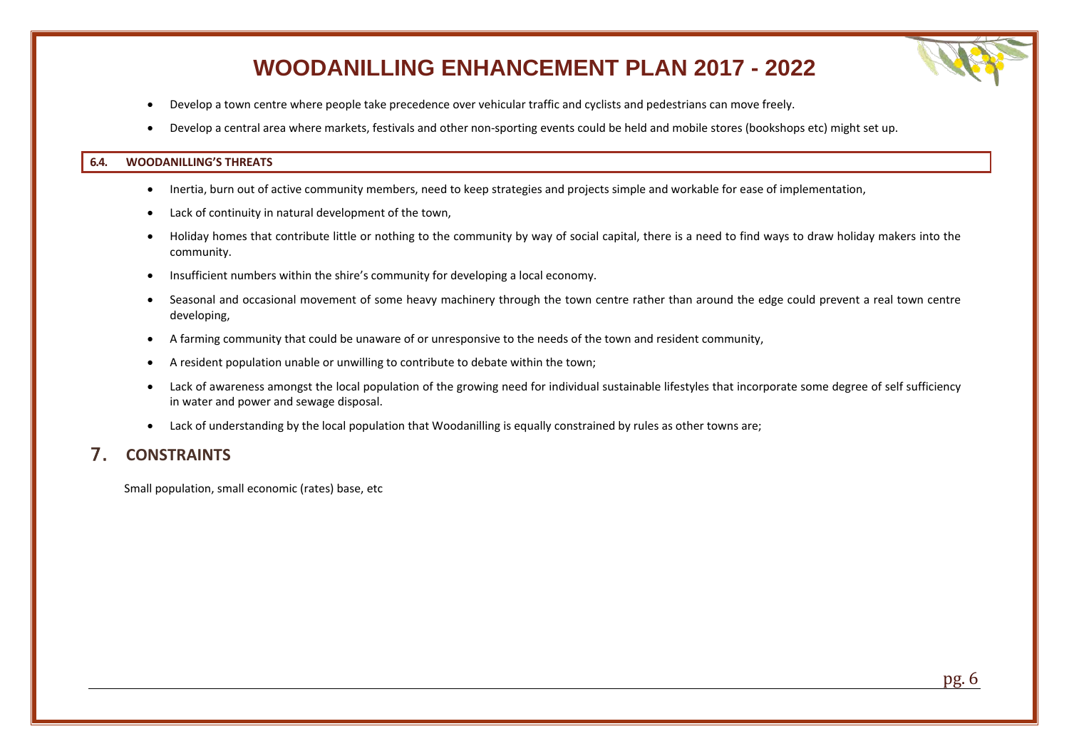- Develop a town centre where people take precedence over vehicular traffic and cyclists and pedestrians can move freely.
- Develop a central area where markets, festivals and other non-sporting events could be held and mobile stores (bookshops etc) might set up.

### 6.4. WOODANILLING'S THREATS

- Inertia, burn out of active community members, need to keep strategies and projects simple and workable for ease of implementation,
- Lack of continuity in natural development of the town,
- Holiday homes that contribute little or nothing to the community by way of social capital, there is a need to find ways to draw holiday makers into the community.
- Insufficient numbers within the shire's community for developing a local economy.
- Seasonal and occasional movement of some heavy machinery through the town centre rather than around the edge could prevent a real town centre developing,
- A farming community that could be unaware of or unresponsive to the needs of the town and resident community,
- A resident population unable or unwilling to contribute to debate within the town;
- Lack of awareness amongst the local population of the growing need for individual sustainable lifestyles that incorporate some degree of self sufficiency in water and power and sewage disposal.
- Lack of understanding by the local population that Woodanilling is equally constrained by rules as other towns are;

## 7. CONSTRAINTS

Small population, small economic (rates) base, etc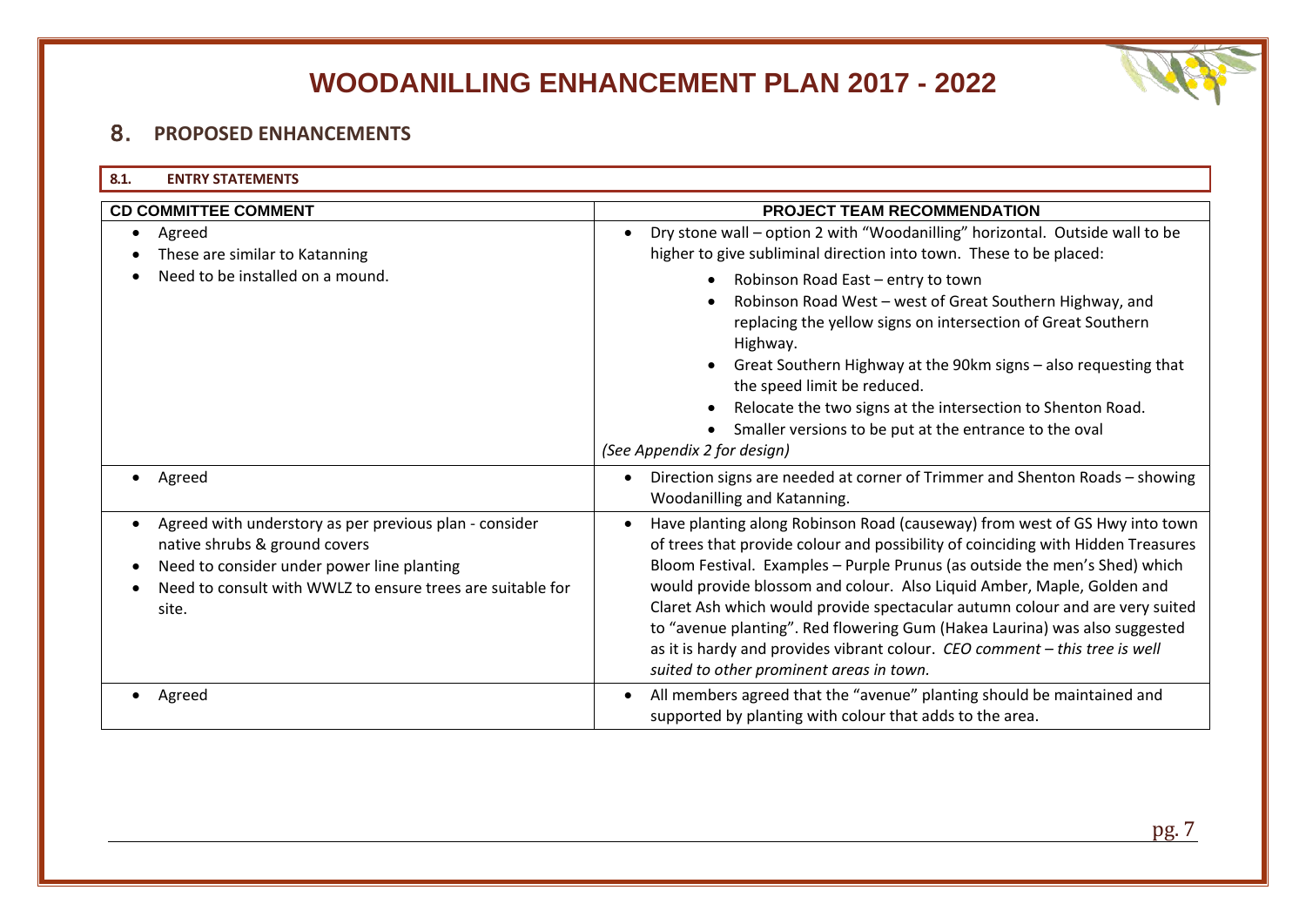# WOODANILLING ENHANCEMENT PLAN 2017 - 2022

## 8. PROPOSED ENHANCEMENTS

### 8.1. ENTRY STATEMENTS

| CD COMMITTEE COMMENT | PROJECT TEAM RECOMMENDATION |
|---|---|
| • Agreed<br>• These are similar to Katanning<br>• Need to be installed on a mound. | • Dry stone wall – option 2 with "Woodanilling" horizontal. Outside wall to be higher to give subliminal direction into town. These to be placed:<br>  • Robinson Road East – entry to town<br>  • Robinson Road West – west of Great Southern Highway, and replacing the yellow signs on intersection of Great Southern Highway.<br>  • Great Southern Highway at the 90km signs – also requesting that the speed limit be reduced.<br>  • Relocate the two signs at the intersection to Shenton Road.<br>  • Smaller versions to be put at the entrance to the oval<br>*(See Appendix 2 for design)* |
| • Agreed | • Direction signs are needed at corner of Trimmer and Shenton Roads – showing Woodanilling and Katanning. |
| • Agreed with understory as per previous plan - consider native shrubs & ground covers<br>• Need to consider under power line planting<br>• Need to consult with WWLZ to ensure trees are suitable for site. | • Have planting along Robinson Road (causeway) from west of GS Hwy into town of trees that provide colour and possibility of coinciding with Hidden Treasures Bloom Festival. Examples – Purple Prunus (as outside the men's Shed) which would provide blossom and colour. Also Liquid Amber, Maple, Golden and Claret Ash which would provide spectacular autumn colour and are very suited to "avenue planting". Red flowering Gum (Hakea Laurina) was also suggested as it is hardy and provides vibrant colour. *CEO comment – this tree is well suited to other prominent areas in town.* |
| • Agreed | • All members agreed that the "avenue" planting should be maintained and supported by planting with colour that adds to the area. |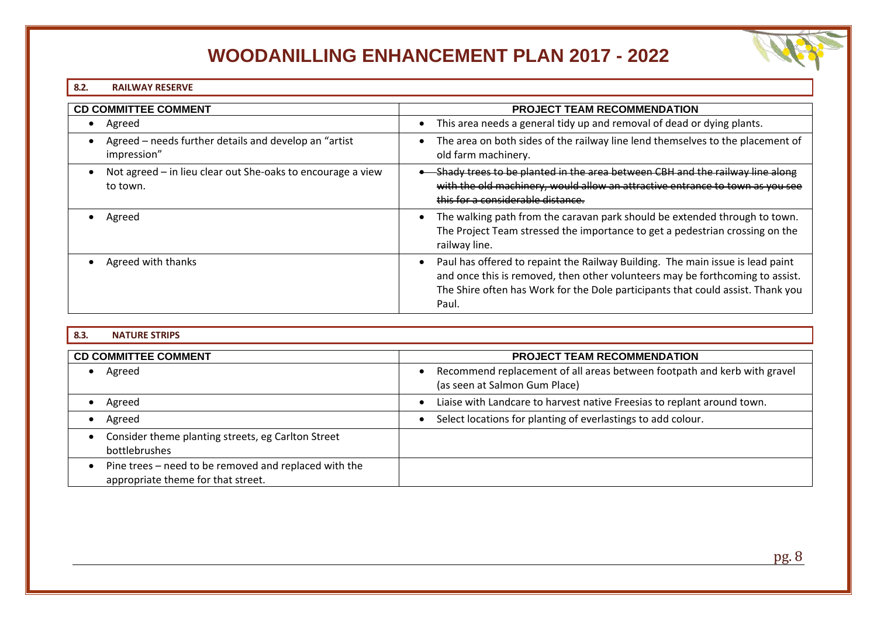# WOODANILLING ENHANCEMENT PLAN 2017 - 2022

## 8.2. RAILWAY RESERVE

| CD COMMITTEE COMMENT | PROJECT TEAM RECOMMENDATION |
|---|---|
| • Agreed | • This area needs a general tidy up and removal of dead or dying plants. |
| • Agreed – needs further details and develop an "artist impression" | • The area on both sides of the railway line lend themselves to the placement of old farm machinery. |
| • Not agreed – in lieu clear out She-oaks to encourage a view to town. | • ~~Shady trees to be planted in the area between CBH and the railway line along with the old machinery, would allow an attractive entrance to town as you see this for a considerable distance.~~ |
| • Agreed | • The walking path from the caravan park should be extended through to town. The Project Team stressed the importance to get a pedestrian crossing on the railway line. |
| • Agreed with thanks | • Paul has offered to repaint the Railway Building. The main issue is lead paint and once this is removed, then other volunteers may be forthcoming to assist. The Shire often has Work for the Dole participants that could assist. Thank you Paul. |

## 8.3. NATURE STRIPS

| CD COMMITTEE COMMENT | PROJECT TEAM RECOMMENDATION |
|---|---|
| • Agreed | • Recommend replacement of all areas between footpath and kerb with gravel (as seen at Salmon Gum Place) |
| • Agreed | • Liaise with Landcare to harvest native Freesias to replant around town. |
| • Agreed | • Select locations for planting of everlastings to add colour. |
| • Consider theme planting streets, eg Carlton Street bottlebrushes | |
| • Pine trees – need to be removed and replaced with the appropriate theme for that street. | |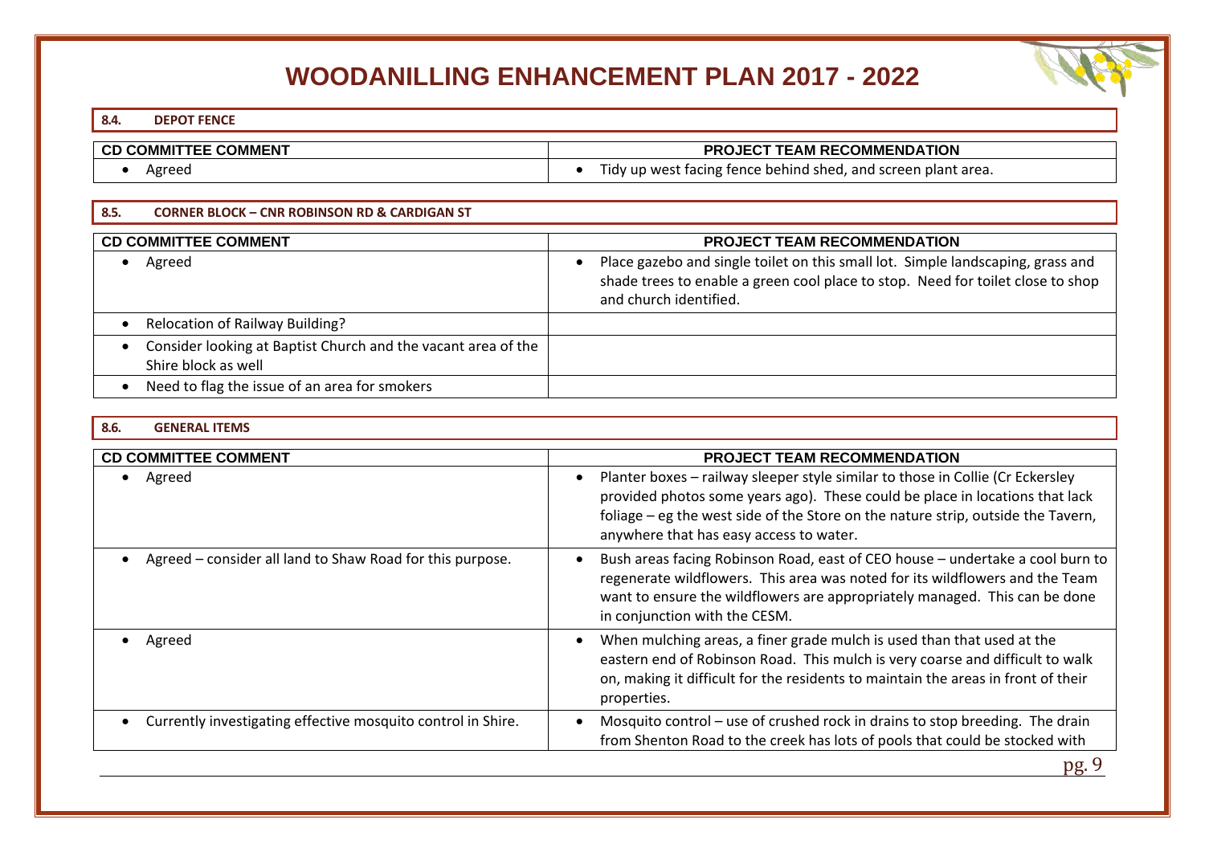### 8.4. DEPOT FENCE

| CD COMMITTEE COMMENT | PROJECT TEAM RECOMMENDATION |
| --- | --- |
| • Agreed | • Tidy up west facing fence behind shed, and screen plant area. |

### 8.5. CORNER BLOCK – CNR ROBINSON RD & CARDIGAN ST

| CD COMMITTEE COMMENT | PROJECT TEAM RECOMMENDATION |
| --- | --- |
| • Agreed | • Place gazebo and single toilet on this small lot. Simple landscaping, grass and shade trees to enable a green cool place to stop. Need for toilet close to shop and church identified. |
| • Relocation of Railway Building? | |
| • Consider looking at Baptist Church and the vacant area of the Shire block as well | |
| • Need to flag the issue of an area for smokers | |

### 8.6. GENERAL ITEMS

| CD COMMITTEE COMMENT | PROJECT TEAM RECOMMENDATION |
| --- | --- |
| • Agreed | • Planter boxes – railway sleeper style similar to those in Collie (Cr Eckersley provided photos some years ago). These could be place in locations that lack foliage – eg the west side of the Store on the nature strip, outside the Tavern, anywhere that has easy access to water. |
| • Agreed – consider all land to Shaw Road for this purpose. | • Bush areas facing Robinson Road, east of CEO house – undertake a cool burn to regenerate wildflowers. This area was noted for its wildflowers and the Team want to ensure the wildflowers are appropriately managed. This can be done in conjunction with the CESM. |
| • Agreed | • When mulching areas, a finer grade mulch is used than that used at the eastern end of Robinson Road. This mulch is very coarse and difficult to walk on, making it difficult for the residents to maintain the areas in front of their properties. |
| • Currently investigating effective mosquito control in Shire. | • Mosquito control – use of crushed rock in drains to stop breeding. The drain from Shenton Road to the creek has lots of pools that could be stocked with |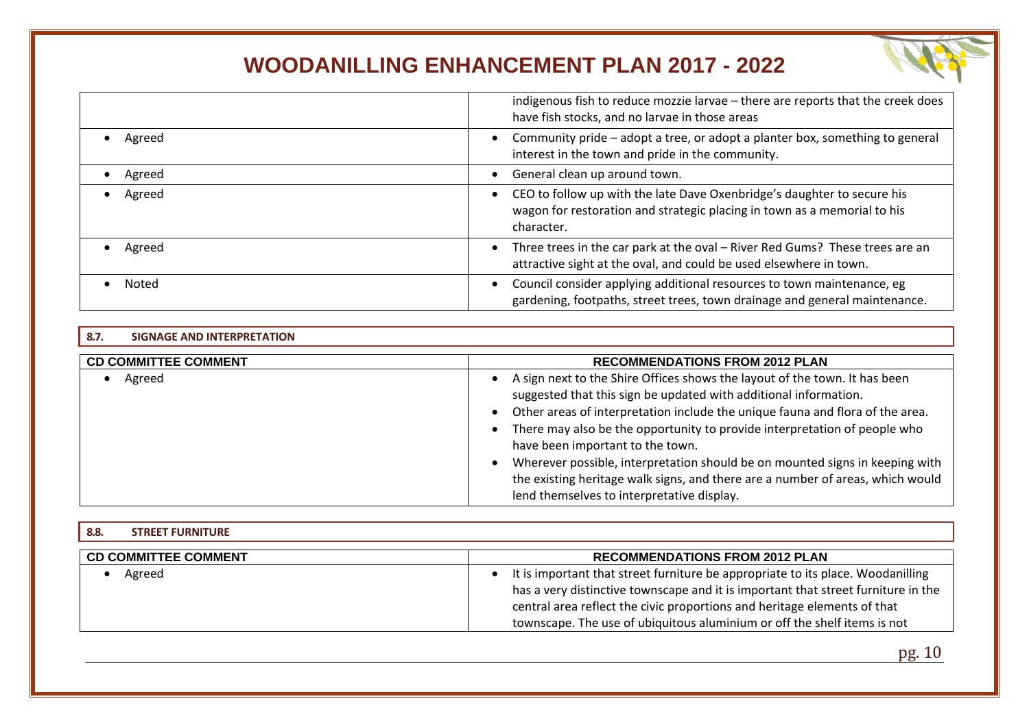| | |
|---|---|
| | indigenous fish to reduce mozzie larvae – there are reports that the creek does have fish stocks, and no larvae in those areas |
| • Agreed | • Community pride – adopt a tree, or adopt a planter box, something to general interest in the town and pride in the community. |
| • Agreed | • General clean up around town. |
| • Agreed | • CEO to follow up with the late Dave Oxenbridge's daughter to secure his wagon for restoration and strategic placing in town as a memorial to his character. |
| • Agreed | • Three trees in the car park at the oval – River Red Gums? These trees are an attractive sight at the oval, and could be used elsewhere in town. |
| • Noted | • Council consider applying additional resources to town maintenance, eg gardening, footpaths, street trees, town drainage and general maintenance. |

## 8.7. SIGNAGE AND INTERPRETATION

| CD COMMITTEE COMMENT | RECOMMENDATIONS FROM 2012 PLAN |
|---|---|
| • Agreed | • A sign next to the Shire Offices shows the layout of the town. It has been suggested that this sign be updated with additional information.<br>• Other areas of interpretation include the unique fauna and flora of the area.<br>• There may also be the opportunity to provide interpretation of people who have been important to the town.<br>• Wherever possible, interpretation should be on mounted signs in keeping with the existing heritage walk signs, and there are a number of areas, which would lend themselves to interpretative display. |

## 8.8. STREET FURNITURE

| CD COMMITTEE COMMENT | RECOMMENDATIONS FROM 2012 PLAN |
|---|---|
| • Agreed | • It is important that street furniture be appropriate to its place. Woodanilling has a very distinctive townscape and it is important that street furniture in the central area reflect the civic proportions and heritage elements of that townscape. The use of ubiquitous aluminium or off the shelf items is not |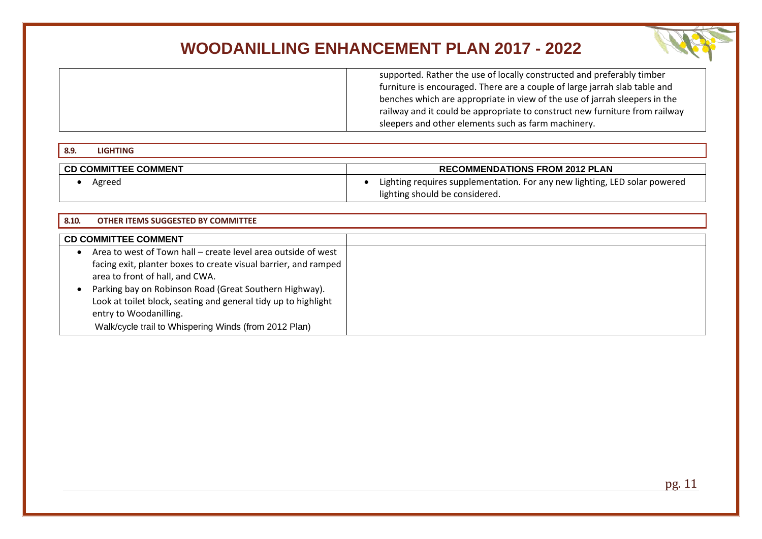| | |
|---|---|
| | supported. Rather the use of locally constructed and preferably timber furniture is encouraged. There are a couple of large jarrah slab table and benches which are appropriate in view of the use of jarrah sleepers in the railway and it could be appropriate to construct new furniture from railway sleepers and other elements such as farm machinery. |

## 8.9. LIGHTING

| CD COMMITTEE COMMENT | RECOMMENDATIONS FROM 2012 PLAN |
|---|---|
| • Agreed | • Lighting requires supplementation. For any new lighting, LED solar powered lighting should be considered. |

## 8.10. OTHER ITEMS SUGGESTED BY COMMITTEE

| CD COMMITTEE COMMENT | |
|---|---|
| • Area to west of Town hall – create level area outside of west facing exit, planter boxes to create visual barrier, and ramped area to front of hall, and CWA.<br>• Parking bay on Robinson Road (Great Southern Highway). Look at toilet block, seating and general tidy up to highlight entry to Woodanilling.<br>Walk/cycle trail to Whispering Winds (from 2012 Plan) | |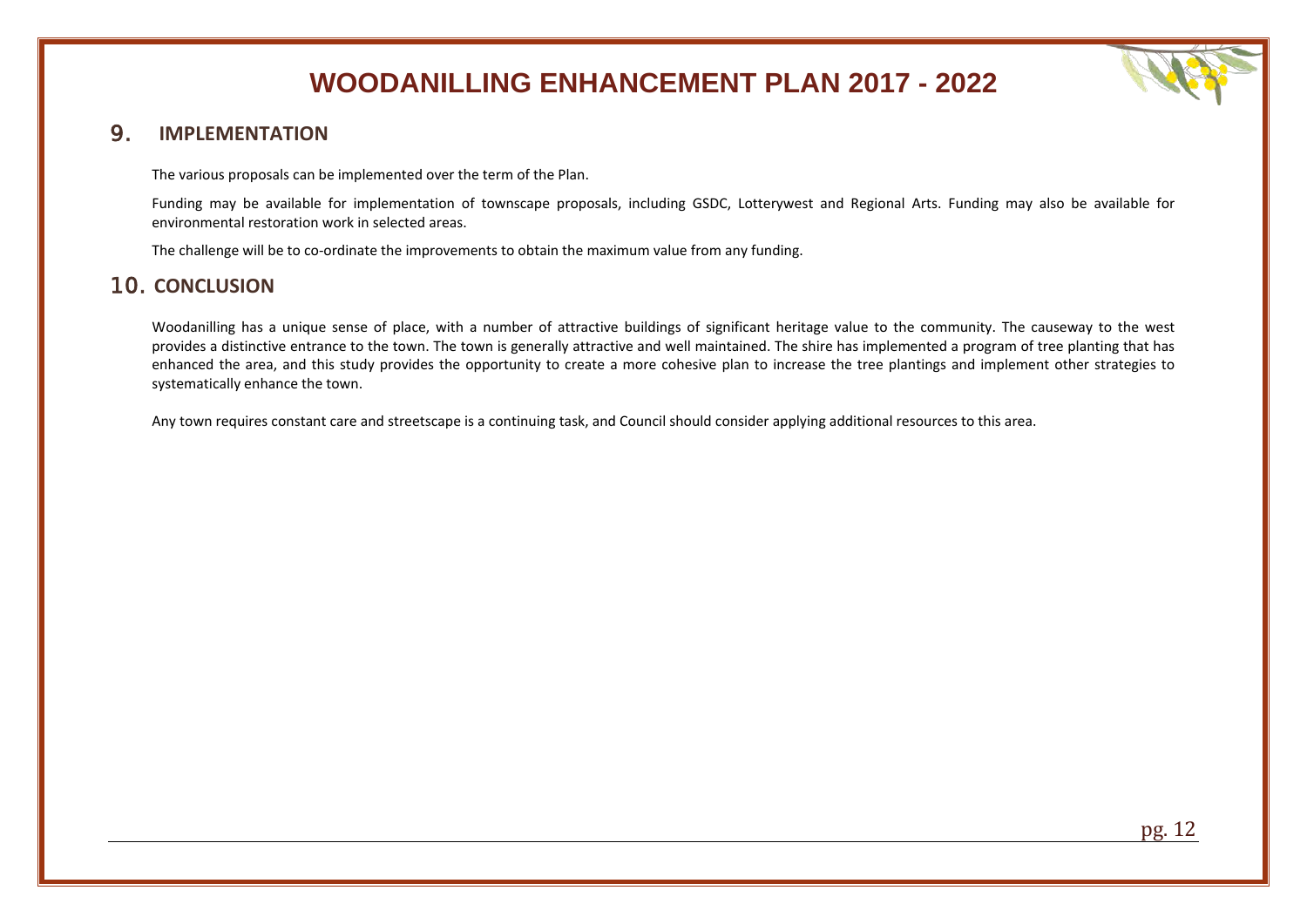## 9. IMPLEMENTATION

The various proposals can be implemented over the term of the Plan.

Funding may be available for implementation of townscape proposals, including GSDC, Lotterywest and Regional Arts. Funding may also be available for environmental restoration work in selected areas.

The challenge will be to co-ordinate the improvements to obtain the maximum value from any funding.

## 10. CONCLUSION

Woodanilling has a unique sense of place, with a number of attractive buildings of significant heritage value to the community. The causeway to the west provides a distinctive entrance to the town. The town is generally attractive and well maintained. The shire has implemented a program of tree planting that has enhanced the area, and this study provides the opportunity to create a more cohesive plan to increase the tree plantings and implement other strategies to systematically enhance the town.

Any town requires constant care and streetscape is a continuing task, and Council should consider applying additional resources to this area.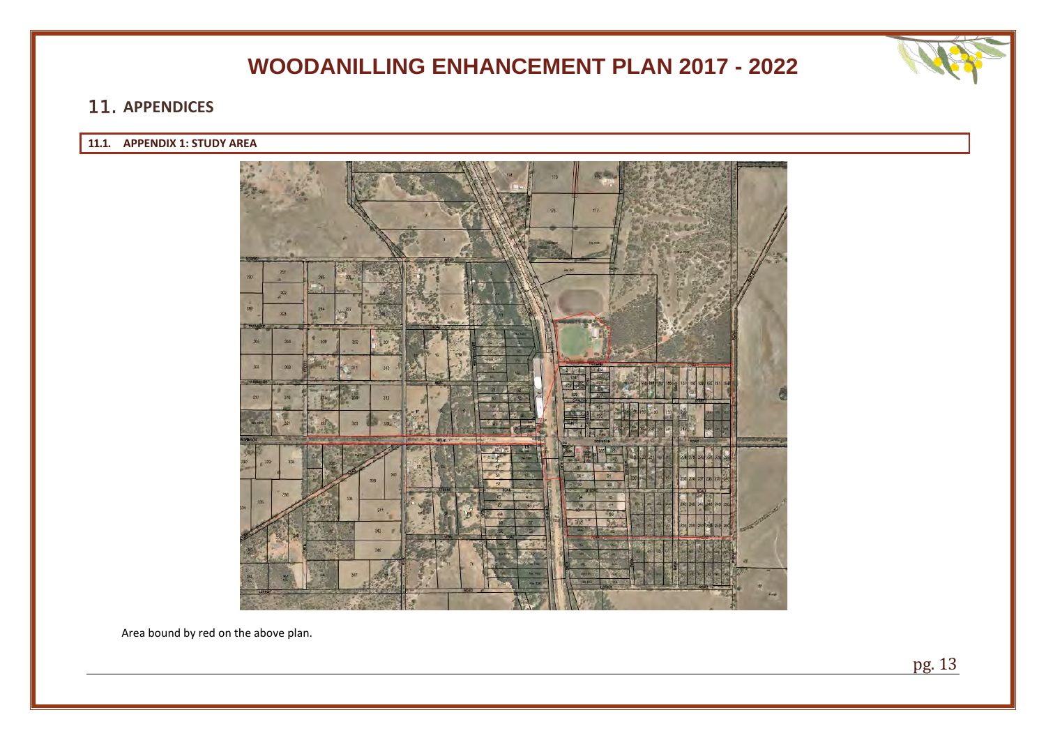## 11. APPENDICES

### 11.1. APPENDIX 1: STUDY AREA

Area bound by red on the above plan.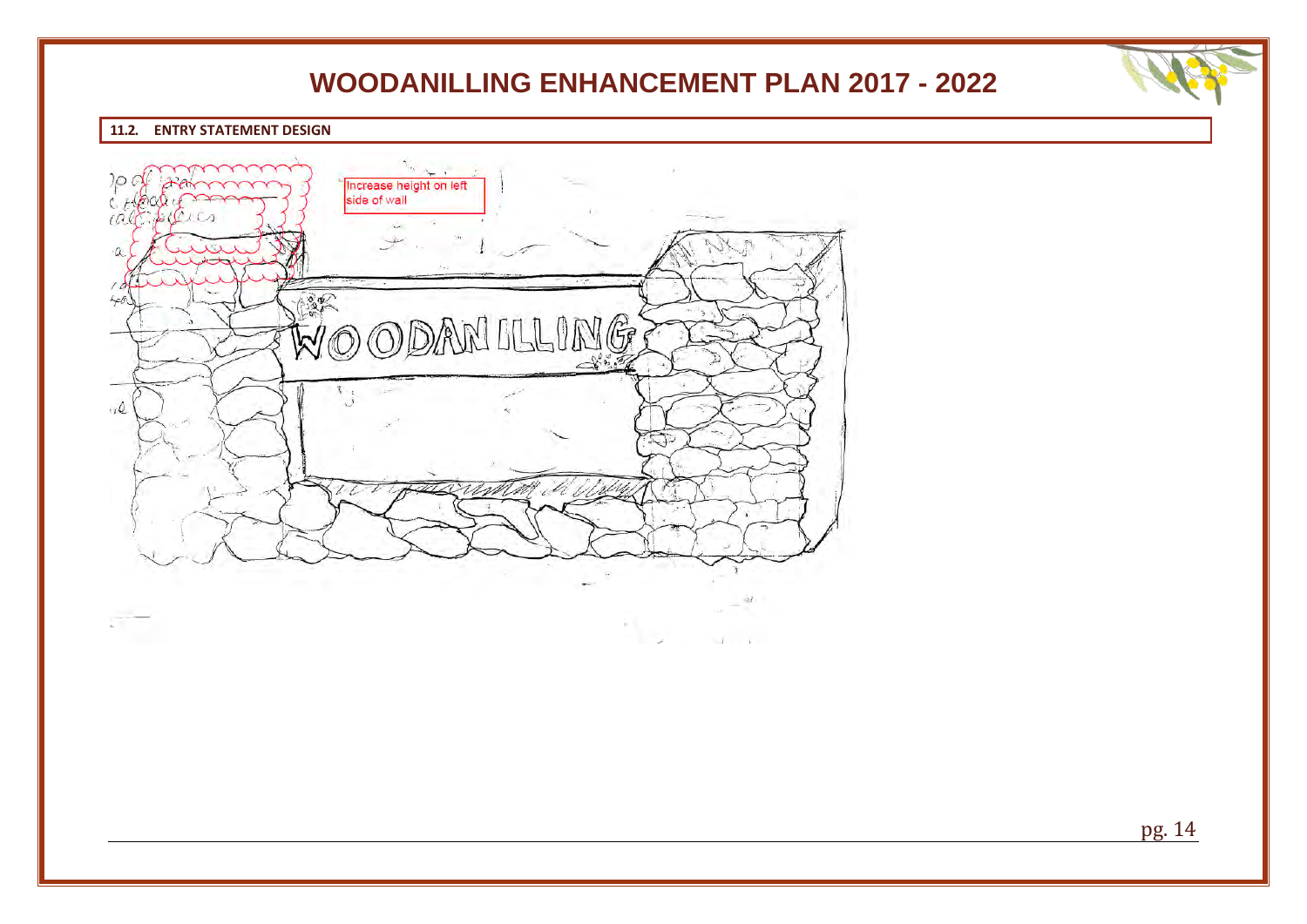## 11.2. ENTRY STATEMENT DESIGN

Increase height on left side of wall

WOODANILLING